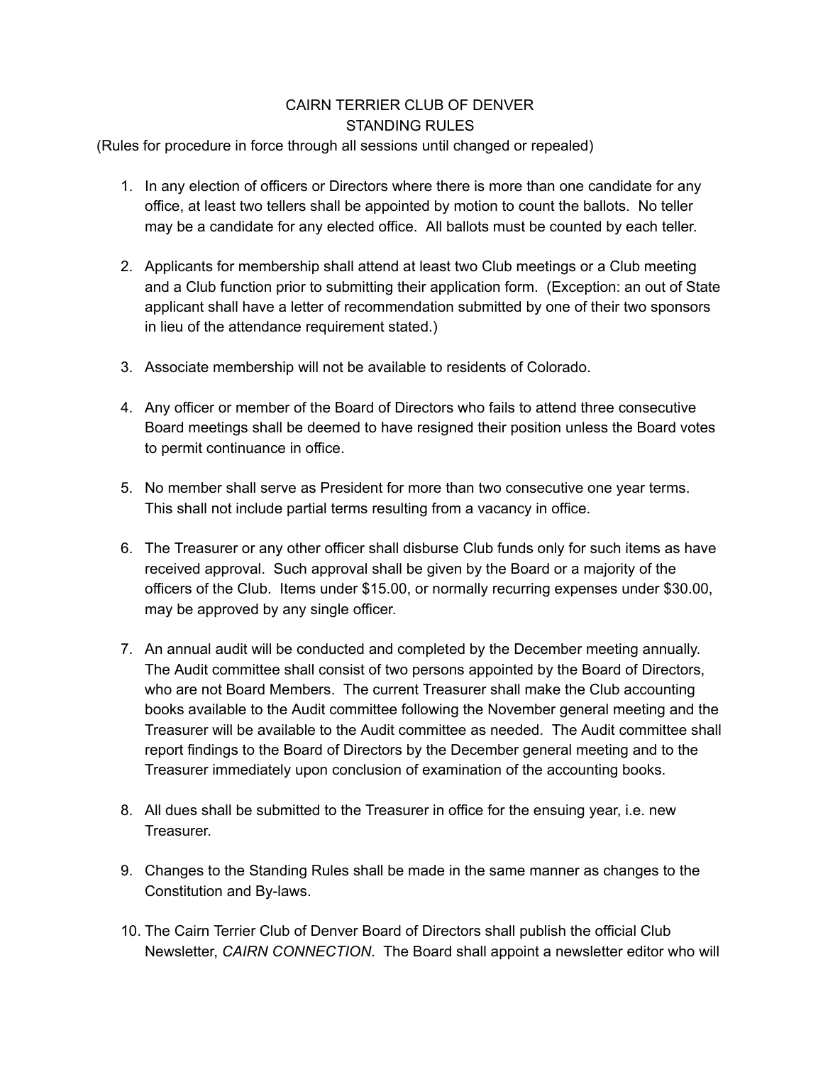# CAIRN TERRIER CLUB OF DENVER
## STANDING RULES

(Rules for procedure in force through all sessions until changed or repealed)

1. In any election of officers or Directors where there is more than one candidate for any office, at least two tellers shall be appointed by motion to count the ballots. No teller may be a candidate for any elected office. All ballots must be counted by each teller.

2. Applicants for membership shall attend at least two Club meetings or a Club meeting and a Club function prior to submitting their application form. (Exception: an out of State applicant shall have a letter of recommendation submitted by one of their two sponsors in lieu of the attendance requirement stated.)

3. Associate membership will not be available to residents of Colorado.

4. Any officer or member of the Board of Directors who fails to attend three consecutive Board meetings shall be deemed to have resigned their position unless the Board votes to permit continuance in office.

5. No member shall serve as President for more than two consecutive one year terms. This shall not include partial terms resulting from a vacancy in office.

6. The Treasurer or any other officer shall disburse Club funds only for such items as have received approval. Such approval shall be given by the Board or a majority of the officers of the Club. Items under $15.00, or normally recurring expenses under $30.00, may be approved by any single officer.

7. An annual audit will be conducted and completed by the December meeting annually. The Audit committee shall consist of two persons appointed by the Board of Directors, who are not Board Members. The current Treasurer shall make the Club accounting books available to the Audit committee following the November general meeting and the Treasurer will be available to the Audit committee as needed. The Audit committee shall report findings to the Board of Directors by the December general meeting and to the Treasurer immediately upon conclusion of examination of the accounting books.

8. All dues shall be submitted to the Treasurer in office for the ensuing year, i.e. new Treasurer.

9. Changes to the Standing Rules shall be made in the same manner as changes to the Constitution and By-laws.

10. The Cairn Terrier Club of Denver Board of Directors shall publish the official Club Newsletter, *CAIRN CONNECTION*. The Board shall appoint a newsletter editor who will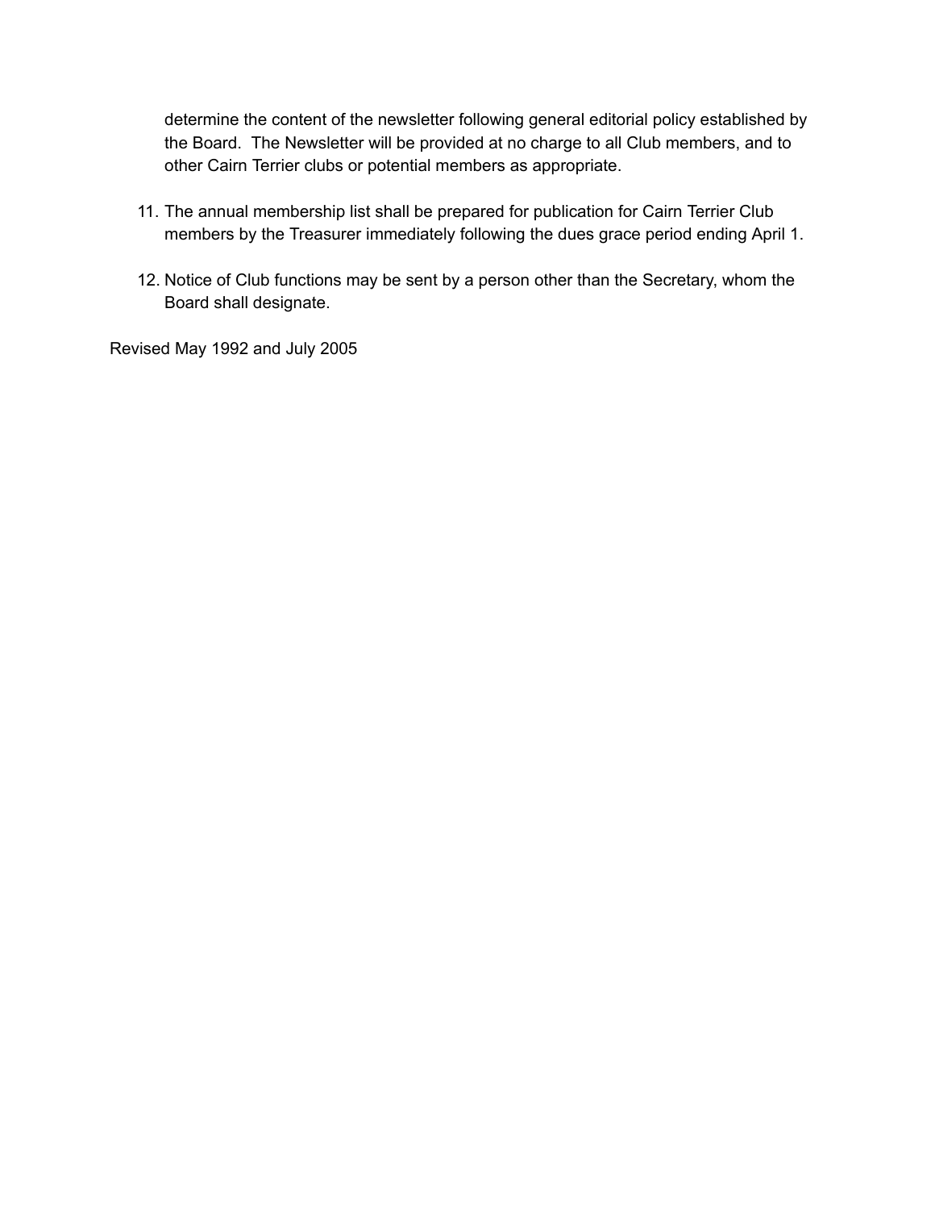determine the content of the newsletter following general editorial policy established by the Board. The Newsletter will be provided at no charge to all Club members, and to other Cairn Terrier clubs or potential members as appropriate.

11. The annual membership list shall be prepared for publication for Cairn Terrier Club members by the Treasurer immediately following the dues grace period ending April 1.

12. Notice of Club functions may be sent by a person other than the Secretary, whom the Board shall designate.

Revised May 1992 and July 2005